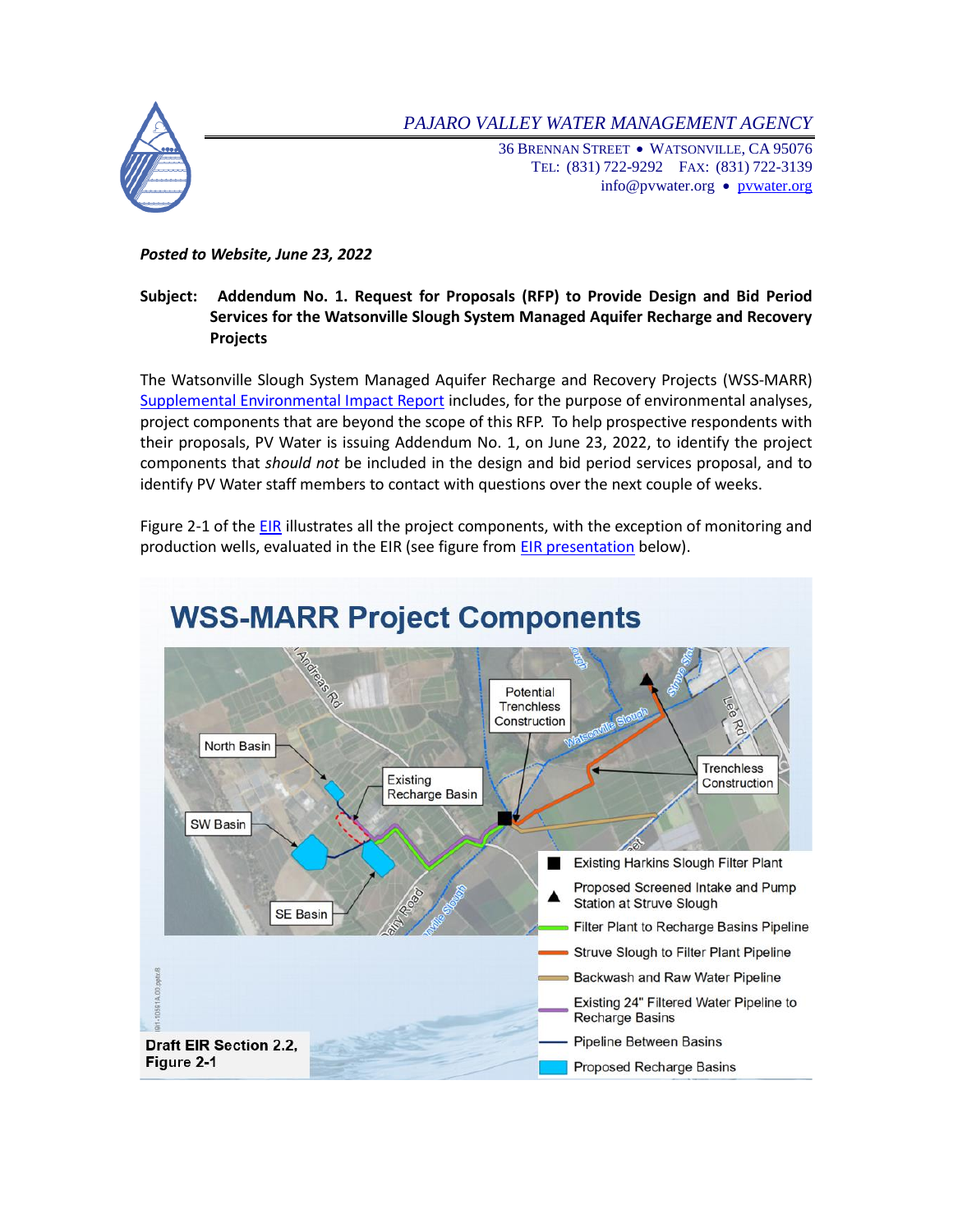*PAJARO VALLEY WATER MANAGEMENT AGENCY*

36 BRENNAN STREET • WATSONVILLE, CA 95076
TEL: (831) 722-9292 FAX: (831) 722-3139
info@pvwater.org • pvwater.org

***Posted to Website, June 23, 2022***

**Subject: Addendum No. 1. Request for Proposals (RFP) to Provide Design and Bid Period Services for the Watsonville Slough System Managed Aquifer Recharge and Recovery Projects**

The Watsonville Slough System Managed Aquifer Recharge and Recovery Projects (WSS-MARR) Supplemental Environmental Impact Report includes, for the purpose of environmental analyses, project components that are beyond the scope of this RFP. To help prospective respondents with their proposals, PV Water is issuing Addendum No. 1, on June 23, 2022, to identify the project components that *should not* be included in the design and bid period services proposal, and to identify PV Water staff members to contact with questions over the next couple of weeks.

Figure 2-1 of the EIR illustrates all the project components, with the exception of monitoring and production wells, evaluated in the EIR (see figure from EIR presentation below).

**WSS-MARR Project Components**

Draft EIR Section 2.2, Figure 2-1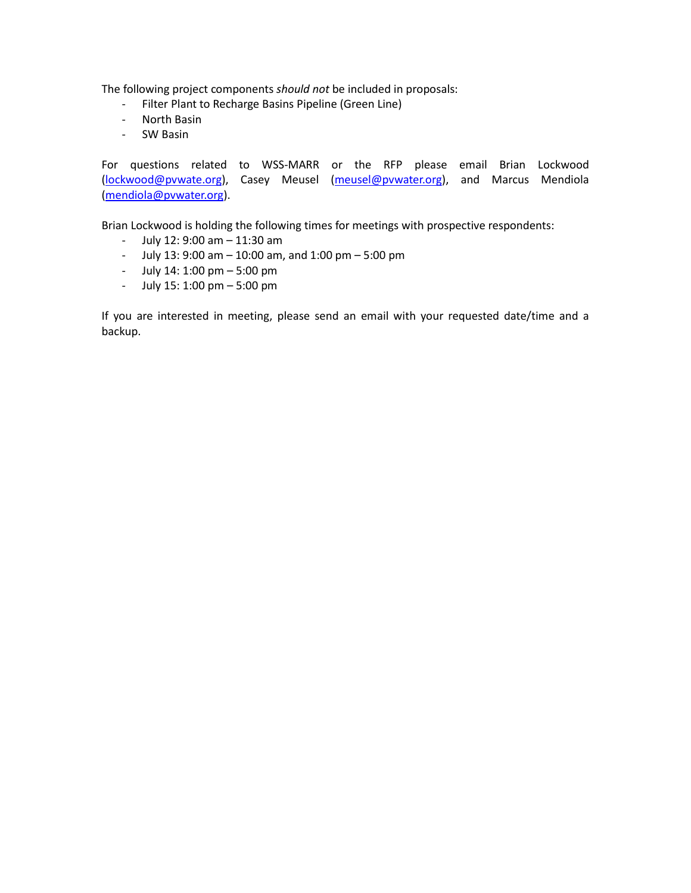The following project components *should not* be included in proposals:

- Filter Plant to Recharge Basins Pipeline (Green Line)
- North Basin
- SW Basin

For questions related to WSS-MARR or the RFP please email Brian Lockwood (lockwood@pvwate.org), Casey Meusel (meusel@pvwater.org), and Marcus Mendiola (mendiola@pvwater.org).

Brian Lockwood is holding the following times for meetings with prospective respondents:

- July 12: 9:00 am – 11:30 am
- July 13: 9:00 am – 10:00 am, and 1:00 pm – 5:00 pm
- July 14: 1:00 pm – 5:00 pm
- July 15: 1:00 pm – 5:00 pm

If you are interested in meeting, please send an email with your requested date/time and a backup.